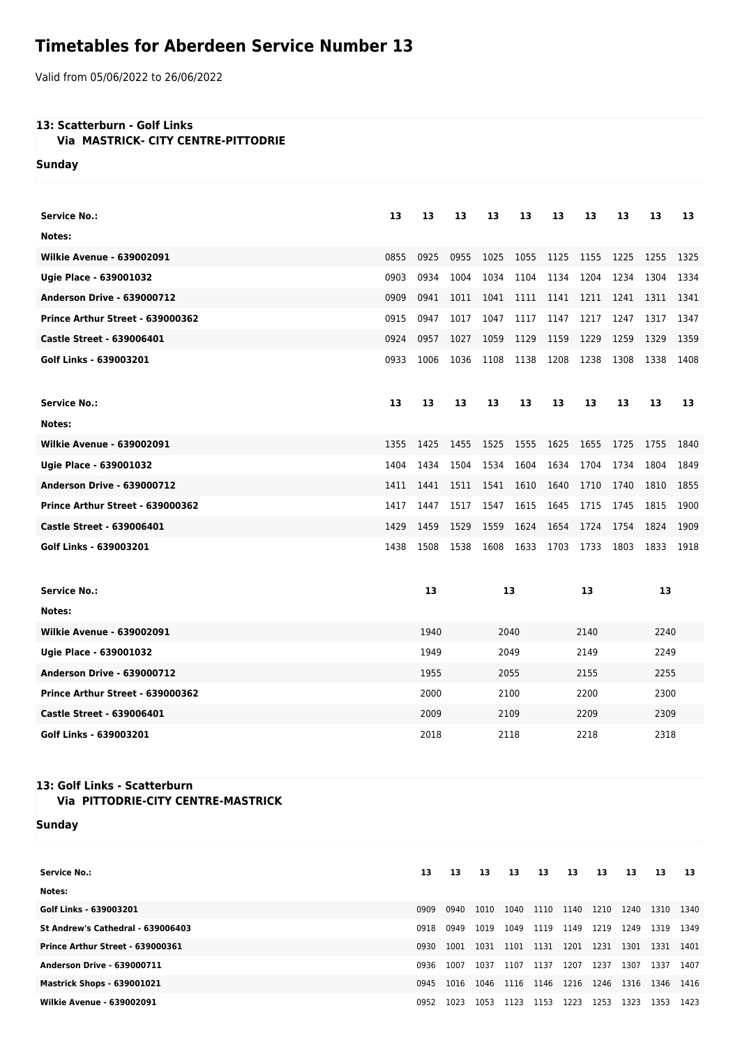# Timetables for Aberdeen Service Number 13

Valid from 05/06/2022 to 26/06/2022

### 13: Scatterburn - Golf Links
**Via MASTRICK- CITY CENTRE-PITTODRIE**

**Sunday**

| Service No.: | 13 | 13 | 13 | 13 | 13 | 13 | 13 | 13 | 13 | 13 |
|---|---|---|---|---|---|---|---|---|---|---|
| Notes: | | | | | | | | | | |
| Wilkie Avenue - 639002091 | 0855 | 0925 | 0955 | 1025 | 1055 | 1125 | 1155 | 1225 | 1255 | 1325 |
| Ugie Place - 639001032 | 0903 | 0934 | 1004 | 1034 | 1104 | 1134 | 1204 | 1234 | 1304 | 1334 |
| Anderson Drive - 639000712 | 0909 | 0941 | 1011 | 1041 | 1111 | 1141 | 1211 | 1241 | 1311 | 1341 |
| Prince Arthur Street - 639000362 | 0915 | 0947 | 1017 | 1047 | 1117 | 1147 | 1217 | 1247 | 1317 | 1347 |
| Castle Street - 639006401 | 0924 | 0957 | 1027 | 1059 | 1129 | 1159 | 1229 | 1259 | 1329 | 1359 |
| Golf Links - 639003201 | 0933 | 1006 | 1036 | 1108 | 1138 | 1208 | 1238 | 1308 | 1338 | 1408 |

| Service No.: | 13 | 13 | 13 | 13 | 13 | 13 | 13 | 13 | 13 | 13 |
|---|---|---|---|---|---|---|---|---|---|---|
| Notes: | | | | | | | | | | |
| Wilkie Avenue - 639002091 | 1355 | 1425 | 1455 | 1525 | 1555 | 1625 | 1655 | 1725 | 1755 | 1840 |
| Ugie Place - 639001032 | 1404 | 1434 | 1504 | 1534 | 1604 | 1634 | 1704 | 1734 | 1804 | 1849 |
| Anderson Drive - 639000712 | 1411 | 1441 | 1511 | 1541 | 1610 | 1640 | 1710 | 1740 | 1810 | 1855 |
| Prince Arthur Street - 639000362 | 1417 | 1447 | 1517 | 1547 | 1615 | 1645 | 1715 | 1745 | 1815 | 1900 |
| Castle Street - 639006401 | 1429 | 1459 | 1529 | 1559 | 1624 | 1654 | 1724 | 1754 | 1824 | 1909 |
| Golf Links - 639003201 | 1438 | 1508 | 1538 | 1608 | 1633 | 1703 | 1733 | 1803 | 1833 | 1918 |

| Service No.: | 13 | 13 | 13 | 13 |
|---|---|---|---|---|
| Notes: | | | | |
| Wilkie Avenue - 639002091 | 1940 | 2040 | 2140 | 2240 |
| Ugie Place - 639001032 | 1949 | 2049 | 2149 | 2249 |
| Anderson Drive - 639000712 | 1955 | 2055 | 2155 | 2255 |
| Prince Arthur Street - 639000362 | 2000 | 2100 | 2200 | 2300 |
| Castle Street - 639006401 | 2009 | 2109 | 2209 | 2309 |
| Golf Links - 639003201 | 2018 | 2118 | 2218 | 2318 |

### 13: Golf Links - Scatterburn
**Via PITTODRIE-CITY CENTRE-MASTRICK**

**Sunday**

| Service No.: | 13 | 13 | 13 | 13 | 13 | 13 | 13 | 13 | 13 | 13 |
|---|---|---|---|---|---|---|---|---|---|---|
| Notes: | | | | | | | | | | |
| Golf Links - 639003201 | 0909 | 0940 | 1010 | 1040 | 1110 | 1140 | 1210 | 1240 | 1310 | 1340 |
| St Andrew's Cathedral - 639006403 | 0918 | 0949 | 1019 | 1049 | 1119 | 1149 | 1219 | 1249 | 1319 | 1349 |
| Prince Arthur Street - 639000361 | 0930 | 1001 | 1031 | 1101 | 1131 | 1201 | 1231 | 1301 | 1331 | 1401 |
| Anderson Drive - 639000711 | 0936 | 1007 | 1037 | 1107 | 1137 | 1207 | 1237 | 1307 | 1337 | 1407 |
| Mastrick Shops - 639001021 | 0945 | 1016 | 1046 | 1116 | 1146 | 1216 | 1246 | 1316 | 1346 | 1416 |
| Wilkie Avenue - 639002091 | 0952 | 1023 | 1053 | 1123 | 1153 | 1223 | 1253 | 1323 | 1353 | 1423 |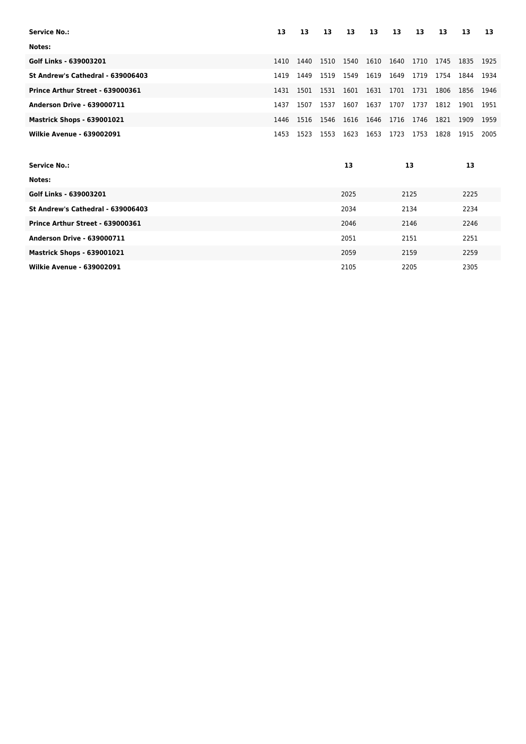| Service No.: | 13 | 13 | 13 | 13 | 13 | 13 | 13 | 13 | 13 | 13 |
|---|---|---|---|---|---|---|---|---|---|---|
| Notes: | | | | | | | | | | |
| Golf Links - 639003201 | 1410 | 1440 | 1510 | 1540 | 1610 | 1640 | 1710 | 1745 | 1835 | 1925 |
| St Andrew's Cathedral - 639006403 | 1419 | 1449 | 1519 | 1549 | 1619 | 1649 | 1719 | 1754 | 1844 | 1934 |
| Prince Arthur Street - 639000361 | 1431 | 1501 | 1531 | 1601 | 1631 | 1701 | 1731 | 1806 | 1856 | 1946 |
| Anderson Drive - 639000711 | 1437 | 1507 | 1537 | 1607 | 1637 | 1707 | 1737 | 1812 | 1901 | 1951 |
| Mastrick Shops - 639001021 | 1446 | 1516 | 1546 | 1616 | 1646 | 1716 | 1746 | 1821 | 1909 | 1959 |
| Wilkie Avenue - 639002091 | 1453 | 1523 | 1553 | 1623 | 1653 | 1723 | 1753 | 1828 | 1915 | 2005 |

| Service No.: | 13 | 13 | 13 |
|---|---|---|---|
| Notes: | | | |
| Golf Links - 639003201 | 2025 | 2125 | 2225 |
| St Andrew's Cathedral - 639006403 | 2034 | 2134 | 2234 |
| Prince Arthur Street - 639000361 | 2046 | 2146 | 2246 |
| Anderson Drive - 639000711 | 2051 | 2151 | 2251 |
| Mastrick Shops - 639001021 | 2059 | 2159 | 2259 |
| Wilkie Avenue - 639002091 | 2105 | 2205 | 2305 |